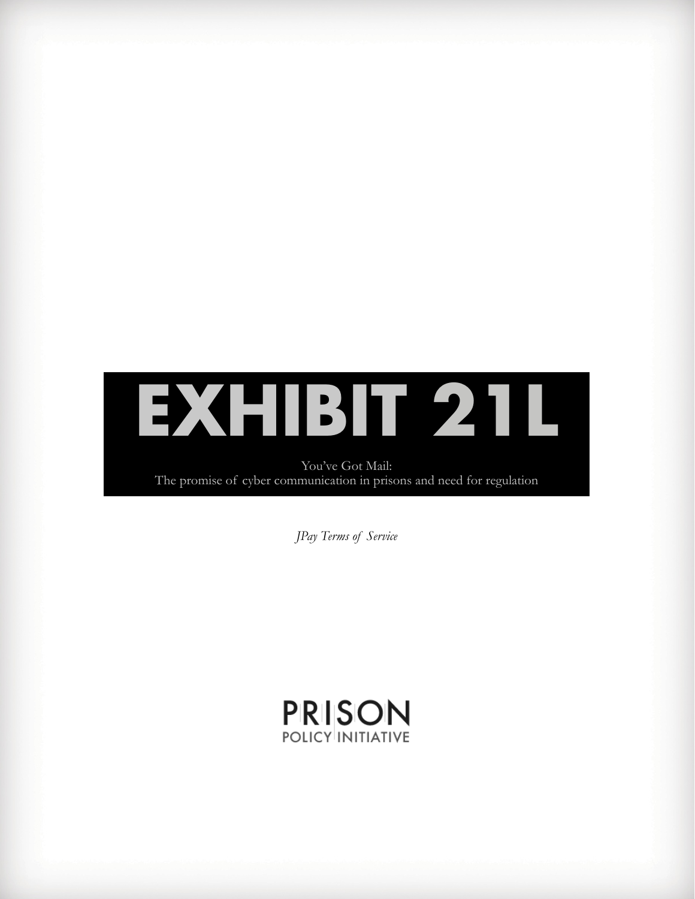# EXHIBIT 21L

You've Got Mail:
The promise of cyber communication in prisons and need for regulation

*JPay Terms of Service*

PRISON
POLICY INITIATIVE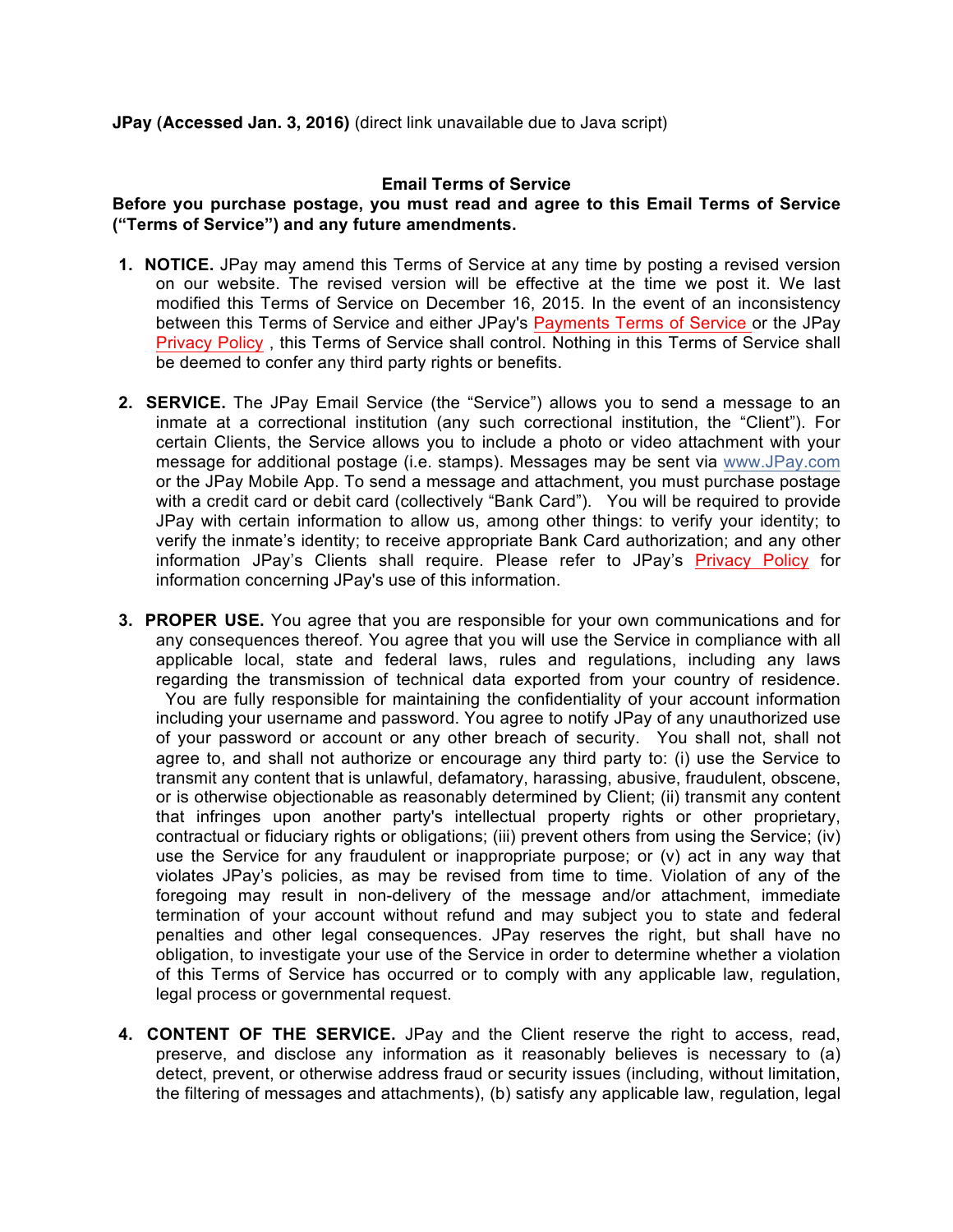**JPay (Accessed Jan. 3, 2016)** (direct link unavailable due to Java script)

## Email Terms of Service

**Before you purchase postage, you must read and agree to this Email Terms of Service ("Terms of Service") and any future amendments.**

1. **NOTICE.** JPay may amend this Terms of Service at any time by posting a revised version on our website. The revised version will be effective at the time we post it. We last modified this Terms of Service on December 16, 2015. In the event of an inconsistency between this Terms of Service and either JPay's Payments Terms of Service or the JPay Privacy Policy , this Terms of Service shall control. Nothing in this Terms of Service shall be deemed to confer any third party rights or benefits.

2. **SERVICE.** The JPay Email Service (the "Service") allows you to send a message to an inmate at a correctional institution (any such correctional institution, the "Client"). For certain Clients, the Service allows you to include a photo or video attachment with your message for additional postage (i.e. stamps). Messages may be sent via www.JPay.com or the JPay Mobile App. To send a message and attachment, you must purchase postage with a credit card or debit card (collectively "Bank Card"). You will be required to provide JPay with certain information to allow us, among other things: to verify your identity; to verify the inmate's identity; to receive appropriate Bank Card authorization; and any other information JPay's Clients shall require. Please refer to JPay's Privacy Policy for information concerning JPay's use of this information.

3. **PROPER USE.** You agree that you are responsible for your own communications and for any consequences thereof. You agree that you will use the Service in compliance with all applicable local, state and federal laws, rules and regulations, including any laws regarding the transmission of technical data exported from your country of residence. You are fully responsible for maintaining the confidentiality of your account information including your username and password. You agree to notify JPay of any unauthorized use of your password or account or any other breach of security. You shall not, shall not agree to, and shall not authorize or encourage any third party to: (i) use the Service to transmit any content that is unlawful, defamatory, harassing, abusive, fraudulent, obscene, or is otherwise objectionable as reasonably determined by Client; (ii) transmit any content that infringes upon another party's intellectual property rights or other proprietary, contractual or fiduciary rights or obligations; (iii) prevent others from using the Service; (iv) use the Service for any fraudulent or inappropriate purpose; or (v) act in any way that violates JPay's policies, as may be revised from time to time. Violation of any of the foregoing may result in non-delivery of the message and/or attachment, immediate termination of your account without refund and may subject you to state and federal penalties and other legal consequences. JPay reserves the right, but shall have no obligation, to investigate your use of the Service in order to determine whether a violation of this Terms of Service has occurred or to comply with any applicable law, regulation, legal process or governmental request.

4. **CONTENT OF THE SERVICE.** JPay and the Client reserve the right to access, read, preserve, and disclose any information as it reasonably believes is necessary to (a) detect, prevent, or otherwise address fraud or security issues (including, without limitation, the filtering of messages and attachments), (b) satisfy any applicable law, regulation, legal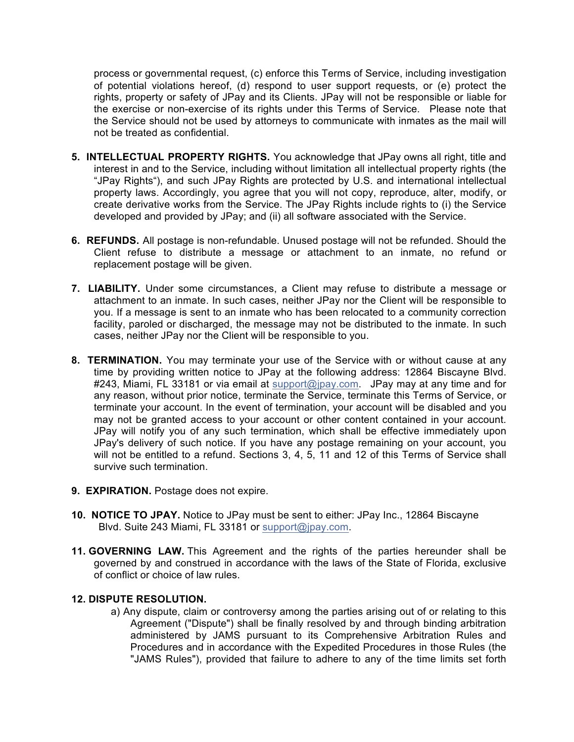process or governmental request, (c) enforce this Terms of Service, including investigation of potential violations hereof, (d) respond to user support requests, or (e) protect the rights, property or safety of JPay and its Clients. JPay will not be responsible or liable for the exercise or non-exercise of its rights under this Terms of Service. Please note that the Service should not be used by attorneys to communicate with inmates as the mail will not be treated as confidential.

5. **INTELLECTUAL PROPERTY RIGHTS.** You acknowledge that JPay owns all right, title and interest in and to the Service, including without limitation all intellectual property rights (the "JPay Rights"), and such JPay Rights are protected by U.S. and international intellectual property laws. Accordingly, you agree that you will not copy, reproduce, alter, modify, or create derivative works from the Service. The JPay Rights include rights to (i) the Service developed and provided by JPay; and (ii) all software associated with the Service.

6. **REFUNDS.** All postage is non-refundable. Unused postage will not be refunded. Should the Client refuse to distribute a message or attachment to an inmate, no refund or replacement postage will be given.

7. **LIABILITY.** Under some circumstances, a Client may refuse to distribute a message or attachment to an inmate. In such cases, neither JPay nor the Client will be responsible to you. If a message is sent to an inmate who has been relocated to a community correction facility, paroled or discharged, the message may not be distributed to the inmate. In such cases, neither JPay nor the Client will be responsible to you.

8. **TERMINATION.** You may terminate your use of the Service with or without cause at any time by providing written notice to JPay at the following address: 12864 Biscayne Blvd. #243, Miami, FL 33181 or via email at support@jpay.com. JPay may at any time and for any reason, without prior notice, terminate the Service, terminate this Terms of Service, or terminate your account. In the event of termination, your account will be disabled and you may not be granted access to your account or other content contained in your account. JPay will notify you of any such termination, which shall be effective immediately upon JPay's delivery of such notice. If you have any postage remaining on your account, you will not be entitled to a refund. Sections 3, 4, 5, 11 and 12 of this Terms of Service shall survive such termination.

9. **EXPIRATION.** Postage does not expire.

10. **NOTICE TO JPAY.** Notice to JPay must be sent to either: JPay Inc., 12864 Biscayne Blvd. Suite 243 Miami, FL 33181 or support@jpay.com.

11. **GOVERNING LAW.** This Agreement and the rights of the parties hereunder shall be governed by and construed in accordance with the laws of the State of Florida, exclusive of conflict or choice of law rules.

12. **DISPUTE RESOLUTION.**

    a) Any dispute, claim or controversy among the parties arising out of or relating to this Agreement ("Dispute") shall be finally resolved by and through binding arbitration administered by JAMS pursuant to its Comprehensive Arbitration Rules and Procedures and in accordance with the Expedited Procedures in those Rules (the "JAMS Rules"), provided that failure to adhere to any of the time limits set forth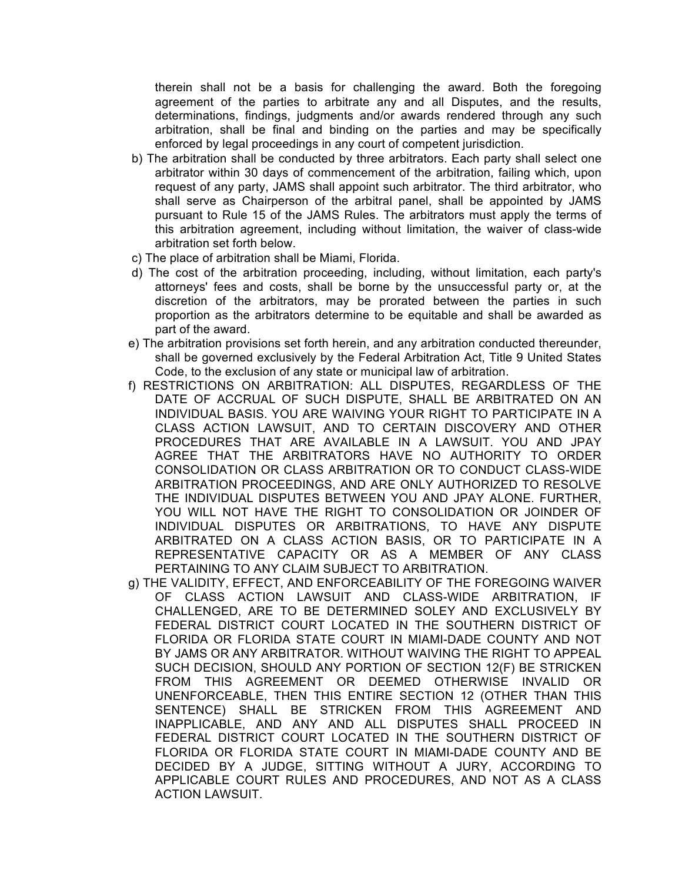therein shall not be a basis for challenging the award. Both the foregoing agreement of the parties to arbitrate any and all Disputes, and the results, determinations, findings, judgments and/or awards rendered through any such arbitration, shall be final and binding on the parties and may be specifically enforced by legal proceedings in any court of competent jurisdiction.

b) The arbitration shall be conducted by three arbitrators. Each party shall select one arbitrator within 30 days of commencement of the arbitration, failing which, upon request of any party, JAMS shall appoint such arbitrator. The third arbitrator, who shall serve as Chairperson of the arbitral panel, shall be appointed by JAMS pursuant to Rule 15 of the JAMS Rules. The arbitrators must apply the terms of this arbitration agreement, including without limitation, the waiver of class-wide arbitration set forth below.

c) The place of arbitration shall be Miami, Florida.

d) The cost of the arbitration proceeding, including, without limitation, each party's attorneys' fees and costs, shall be borne by the unsuccessful party or, at the discretion of the arbitrators, may be prorated between the parties in such proportion as the arbitrators determine to be equitable and shall be awarded as part of the award.

e) The arbitration provisions set forth herein, and any arbitration conducted thereunder, shall be governed exclusively by the Federal Arbitration Act, Title 9 United States Code, to the exclusion of any state or municipal law of arbitration.

f) RESTRICTIONS ON ARBITRATION: ALL DISPUTES, REGARDLESS OF THE DATE OF ACCRUAL OF SUCH DISPUTE, SHALL BE ARBITRATED ON AN INDIVIDUAL BASIS. YOU ARE WAIVING YOUR RIGHT TO PARTICIPATE IN A CLASS ACTION LAWSUIT, AND TO CERTAIN DISCOVERY AND OTHER PROCEDURES THAT ARE AVAILABLE IN A LAWSUIT. YOU AND JPAY AGREE THAT THE ARBITRATORS HAVE NO AUTHORITY TO ORDER CONSOLIDATION OR CLASS ARBITRATION OR TO CONDUCT CLASS-WIDE ARBITRATION PROCEEDINGS, AND ARE ONLY AUTHORIZED TO RESOLVE THE INDIVIDUAL DISPUTES BETWEEN YOU AND JPAY ALONE. FURTHER, YOU WILL NOT HAVE THE RIGHT TO CONSOLIDATION OR JOINDER OF INDIVIDUAL DISPUTES OR ARBITRATIONS, TO HAVE ANY DISPUTE ARBITRATED ON A CLASS ACTION BASIS, OR TO PARTICIPATE IN A REPRESENTATIVE CAPACITY OR AS A MEMBER OF ANY CLASS PERTAINING TO ANY CLAIM SUBJECT TO ARBITRATION.

g) THE VALIDITY, EFFECT, AND ENFORCEABILITY OF THE FOREGOING WAIVER OF CLASS ACTION LAWSUIT AND CLASS-WIDE ARBITRATION, IF CHALLENGED, ARE TO BE DETERMINED SOLEY AND EXCLUSIVELY BY FEDERAL DISTRICT COURT LOCATED IN THE SOUTHERN DISTRICT OF FLORIDA OR FLORIDA STATE COURT IN MIAMI-DADE COUNTY AND NOT BY JAMS OR ANY ARBITRATOR. WITHOUT WAIVING THE RIGHT TO APPEAL SUCH DECISION, SHOULD ANY PORTION OF SECTION 12(F) BE STRICKEN FROM THIS AGREEMENT OR DEEMED OTHERWISE INVALID OR UNENFORCEABLE, THEN THIS ENTIRE SECTION 12 (OTHER THAN THIS SENTENCE) SHALL BE STRICKEN FROM THIS AGREEMENT AND INAPPLICABLE, AND ANY AND ALL DISPUTES SHALL PROCEED IN FEDERAL DISTRICT COURT LOCATED IN THE SOUTHERN DISTRICT OF FLORIDA OR FLORIDA STATE COURT IN MIAMI-DADE COUNTY AND BE DECIDED BY A JUDGE, SITTING WITHOUT A JURY, ACCORDING TO APPLICABLE COURT RULES AND PROCEDURES, AND NOT AS A CLASS ACTION LAWSUIT.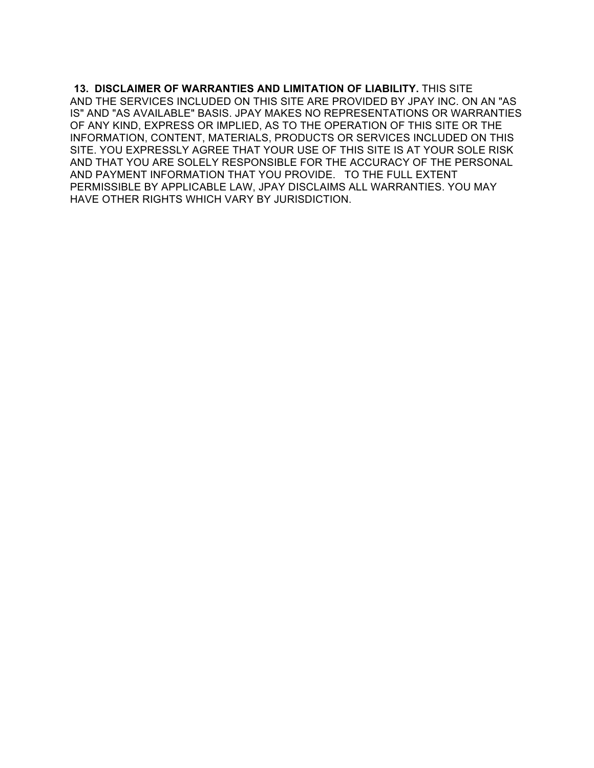**13. DISCLAIMER OF WARRANTIES AND LIMITATION OF LIABILITY.** THIS SITE AND THE SERVICES INCLUDED ON THIS SITE ARE PROVIDED BY JPAY INC. ON AN "AS IS" AND "AS AVAILABLE" BASIS. JPAY MAKES NO REPRESENTATIONS OR WARRANTIES OF ANY KIND, EXPRESS OR IMPLIED, AS TO THE OPERATION OF THIS SITE OR THE INFORMATION, CONTENT, MATERIALS, PRODUCTS OR SERVICES INCLUDED ON THIS SITE. YOU EXPRESSLY AGREE THAT YOUR USE OF THIS SITE IS AT YOUR SOLE RISK AND THAT YOU ARE SOLELY RESPONSIBLE FOR THE ACCURACY OF THE PERSONAL AND PAYMENT INFORMATION THAT YOU PROVIDE. TO THE FULL EXTENT PERMISSIBLE BY APPLICABLE LAW, JPAY DISCLAIMS ALL WARRANTIES. YOU MAY HAVE OTHER RIGHTS WHICH VARY BY JURISDICTION.